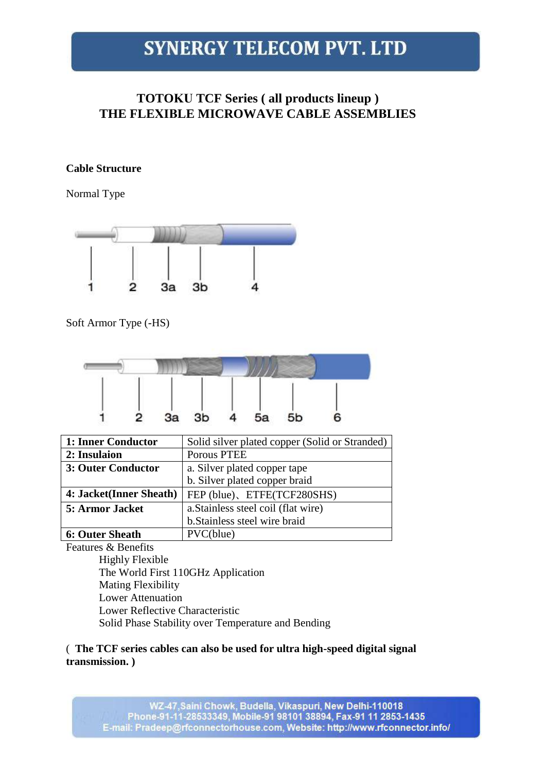# SYNERGY TELECOM PVT. LTD

## TOTOKU TCF Series ( all products lineup )
## THE FLEXIBLE MICROWAVE CABLE ASSEMBLIES

**Cable Structure**

Normal Type

1 2 3a 3b 4

Soft Armor Type (-HS)

1 2 3a 3b 4 5a 5b 6

| | |
|---|---|
| **1: Inner Conductor** | Solid silver plated copper (Solid or Stranded) |
| **2: Insulaion** | Porous PTEE |
| **3: Outer Conductor** | a. Silver plated copper tape<br>b. Silver plated copper braid |
| **4: Jacket(Inner Sheath)** | FEP (blue)、ETFE(TCF280SHS) |
| **5: Armor Jacket** | a.Stainless steel coil (flat wire)<br>b.Stainless steel wire braid |
| **6: Outer Sheath** | PVC(blue) |

Features & Benefits

- Highly Flexible
- The World First 110GHz Application
- Mating Flexibility
- Lower Attenuation
- Lower Reflective Characteristic
- Solid Phase Stability over Temperature and Bending

**( The TCF series cables can also be used for ultra high-speed digital signal transmission. )**

WZ-47,Saini Chowk, Budella, Vikaspuri, New Delhi-110018
Phone-91-11-28533349, Mobile-91 98101 38894, Fax-91 11 2853-1435
E-mail: Pradeep@rfconnectorhouse.com, Website: http://www.rfconnector.info/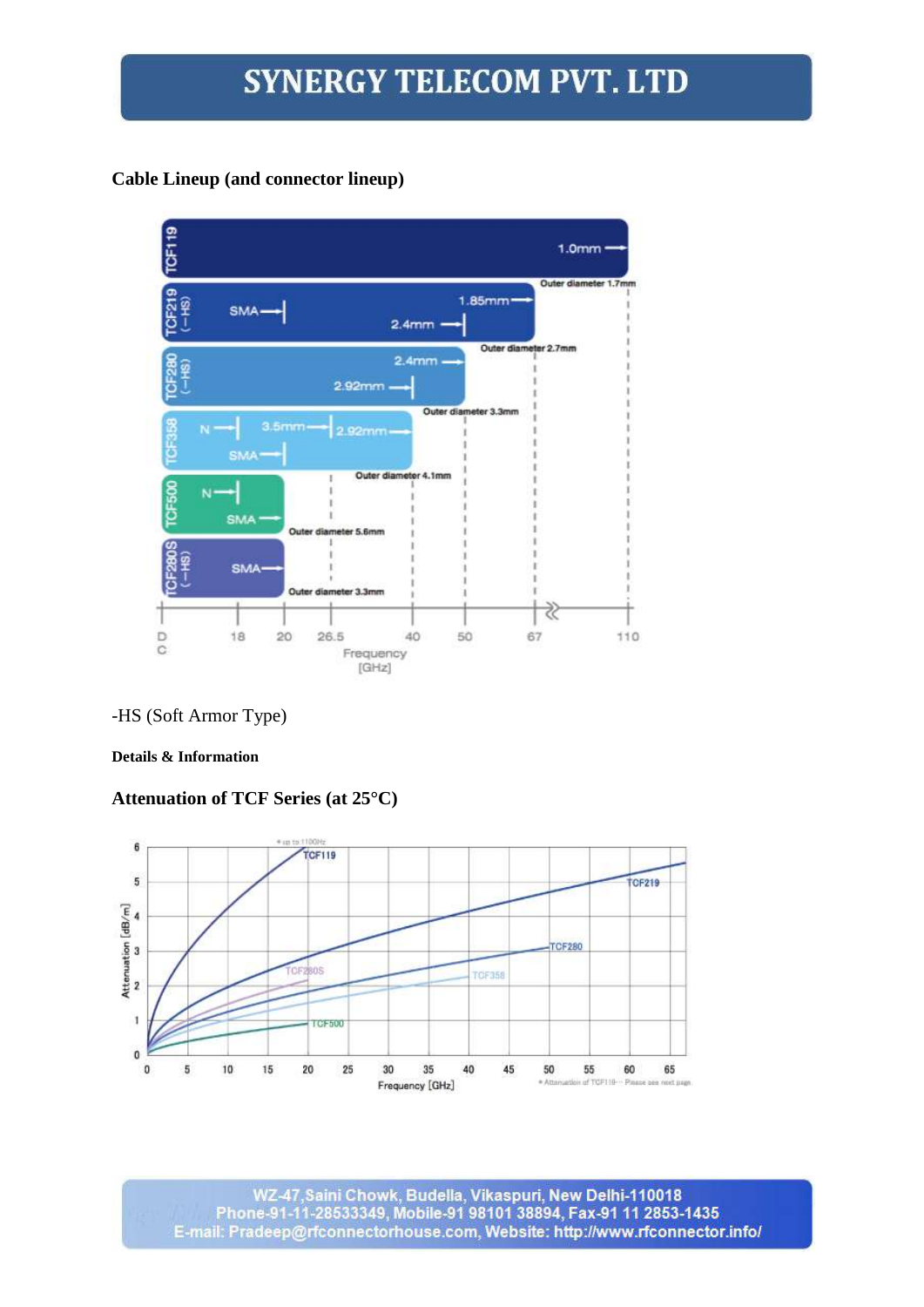**Cable Lineup (and connector lineup)**

-HS (Soft Armor Type)

**Details & Information**

**Attenuation of TCF Series (at 25°C)**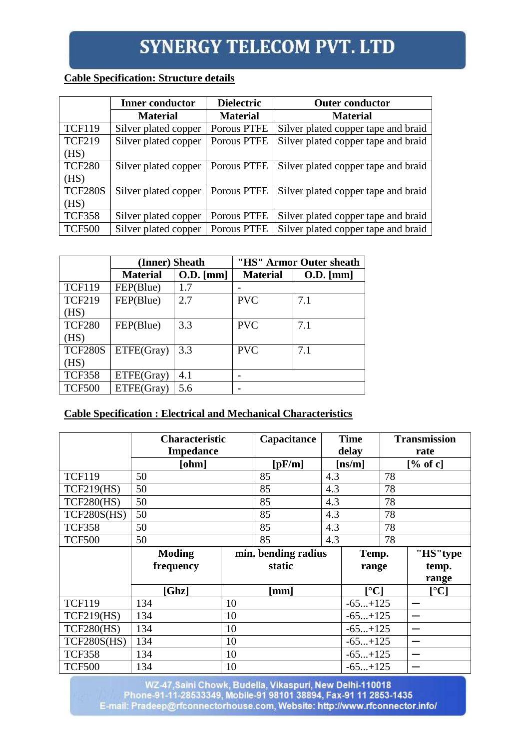**Cable Specification: Structure details**

| | Inner conductor | Dielectric | Outer conductor |
|---|---|---|---|
| | Material | Material | Material |
| TCF119 | Silver plated copper | Porous PTFE | Silver plated copper tape and braid |
| TCF219 (HS) | Silver plated copper | Porous PTFE | Silver plated copper tape and braid |
| TCF280 (HS) | Silver plated copper | Porous PTFE | Silver plated copper tape and braid |
| TCF280S (HS) | Silver plated copper | Porous PTFE | Silver plated copper tape and braid |
| TCF358 | Silver plated copper | Porous PTFE | Silver plated copper tape and braid |
| TCF500 | Silver plated copper | Porous PTFE | Silver plated copper tape and braid |

| | (Inner) Sheath | | "HS" Armor Outer sheath | |
|---|---|---|---|---|
| | Material | O.D. [mm] | Material | O.D. [mm] |
| TCF119 | FEP(Blue) | 1.7 | - | |
| TCF219 (HS) | FEP(Blue) | 2.7 | PVC | 7.1 |
| TCF280 (HS) | FEP(Blue) | 3.3 | PVC | 7.1 |
| TCF280S (HS) | ETFE(Gray) | 3.3 | PVC | 7.1 |
| TCF358 | ETFE(Gray) | 4.1 | - | |
| TCF500 | ETFE(Gray) | 5.6 | - | |

**Cable Specification : Electrical and Mechanical Characteristics**

| | Characteristic Impedance | Capacitance | Time delay | Transmission rate |
|---|---|---|---|---|
| | [ohm] | [pF/m] | [ns/m] | [% of c] |
| TCF119 | 50 | 85 | 4.3 | 78 |
| TCF219(HS) | 50 | 85 | 4.3 | 78 |
| TCF280(HS) | 50 | 85 | 4.3 | 78 |
| TCF280S(HS) | 50 | 85 | 4.3 | 78 |
| TCF358 | 50 | 85 | 4.3 | 78 |
| TCF500 | 50 | 85 | 4.3 | 78 |

| | Moding frequency | min. bending radius static | Temp. range | "HS"type temp. range |
|---|---|---|---|---|
| | [Ghz] | [mm] | [°C] | [°C] |
| TCF119 | 134 | 10 | -65...+125 | — |
| TCF219(HS) | 134 | 10 | -65...+125 | — |
| TCF280(HS) | 134 | 10 | -65...+125 | — |
| TCF280S(HS) | 134 | 10 | -65...+125 | — |
| TCF358 | 134 | 10 | -65...+125 | — |
| TCF500 | 134 | 10 | -65...+125 | — |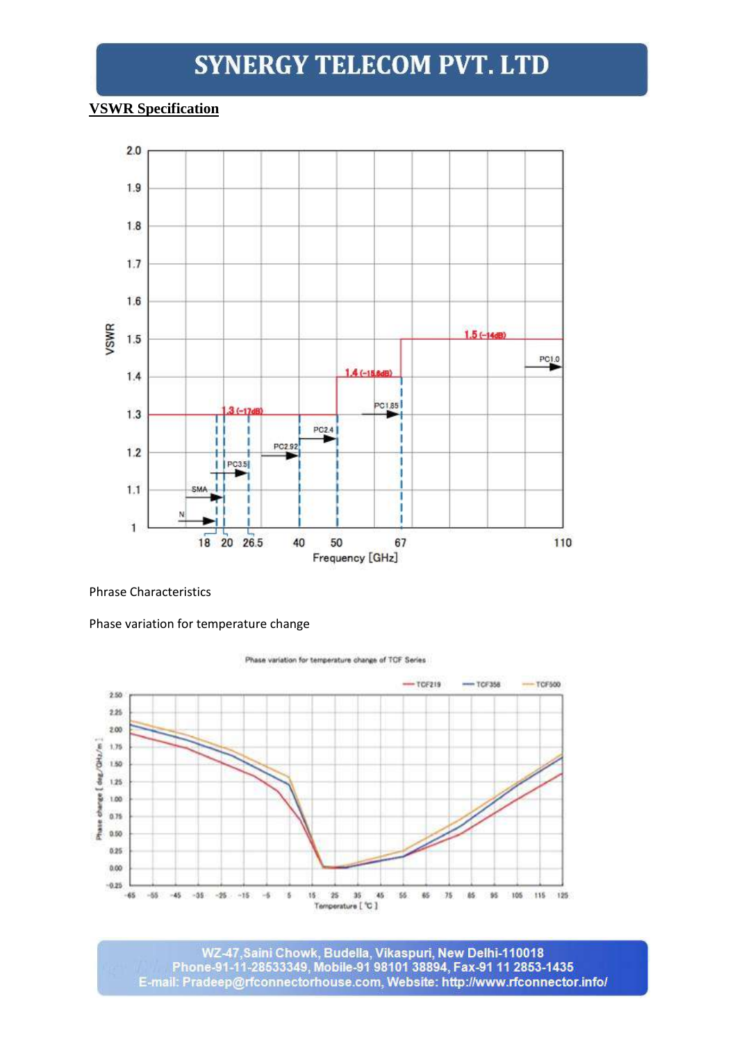## VSWR Specification

Phrase Characteristics

Phase variation for temperature change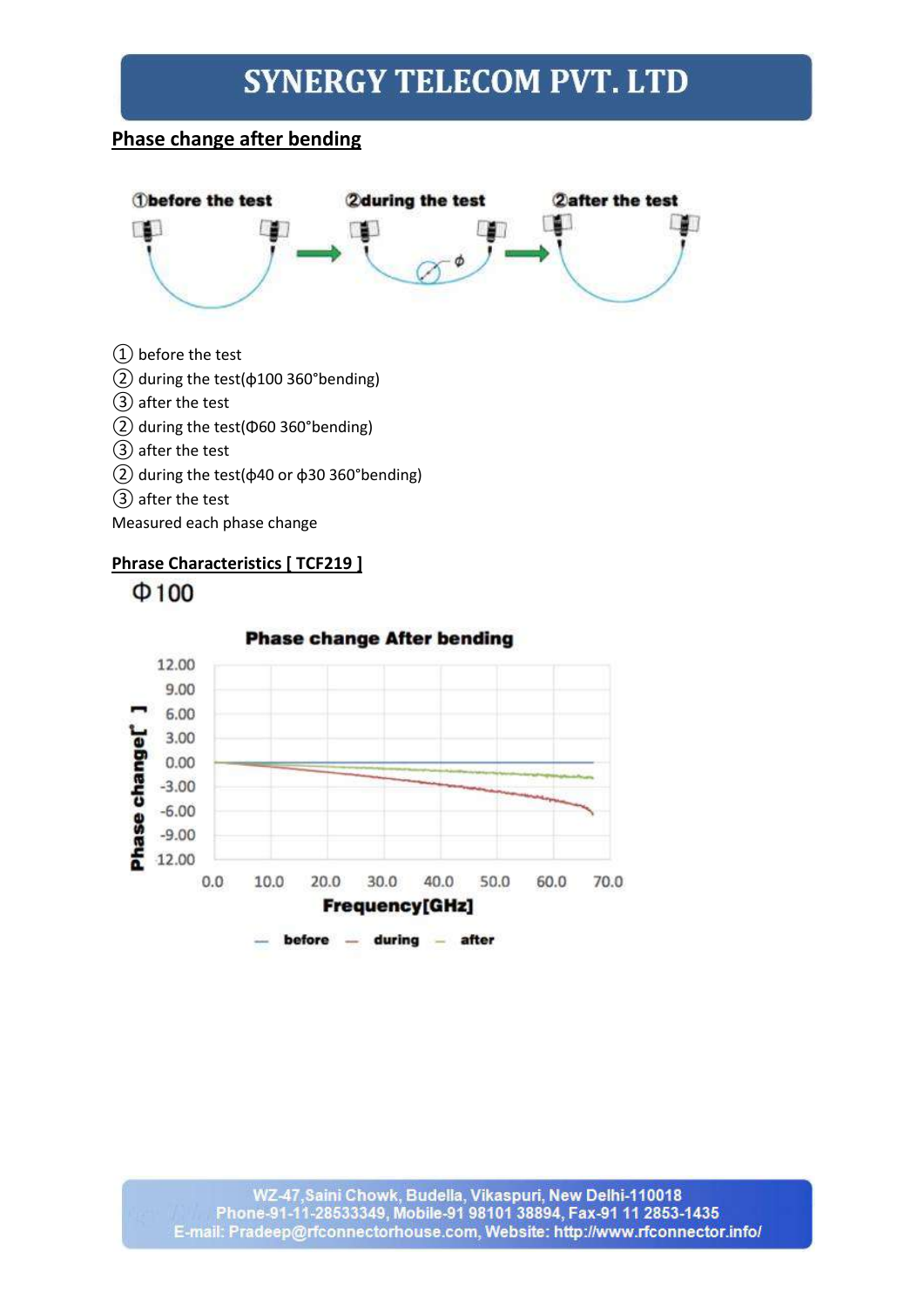## Phase change after bending

①before the test ②during the test ②after the test

① before the test
② during the test(ϕ100 360°bending)
③ after the test
② during the test(Φ60 360°bending)
③ after the test
② during the test(ϕ40 or ϕ30 360°bending)
③ after the test
Measured each phase change

## Phrase Characteristics [ TCF219 ]

Φ100

**Phase change After bending**

Phase change[° ]

12.00
9.00
6.00
3.00
0.00
-3.00
-6.00
-9.00
12.00

0.0 10.0 20.0 30.0 40.0 50.0 60.0 70.0

**Frequency[GHz]**

— before — during — after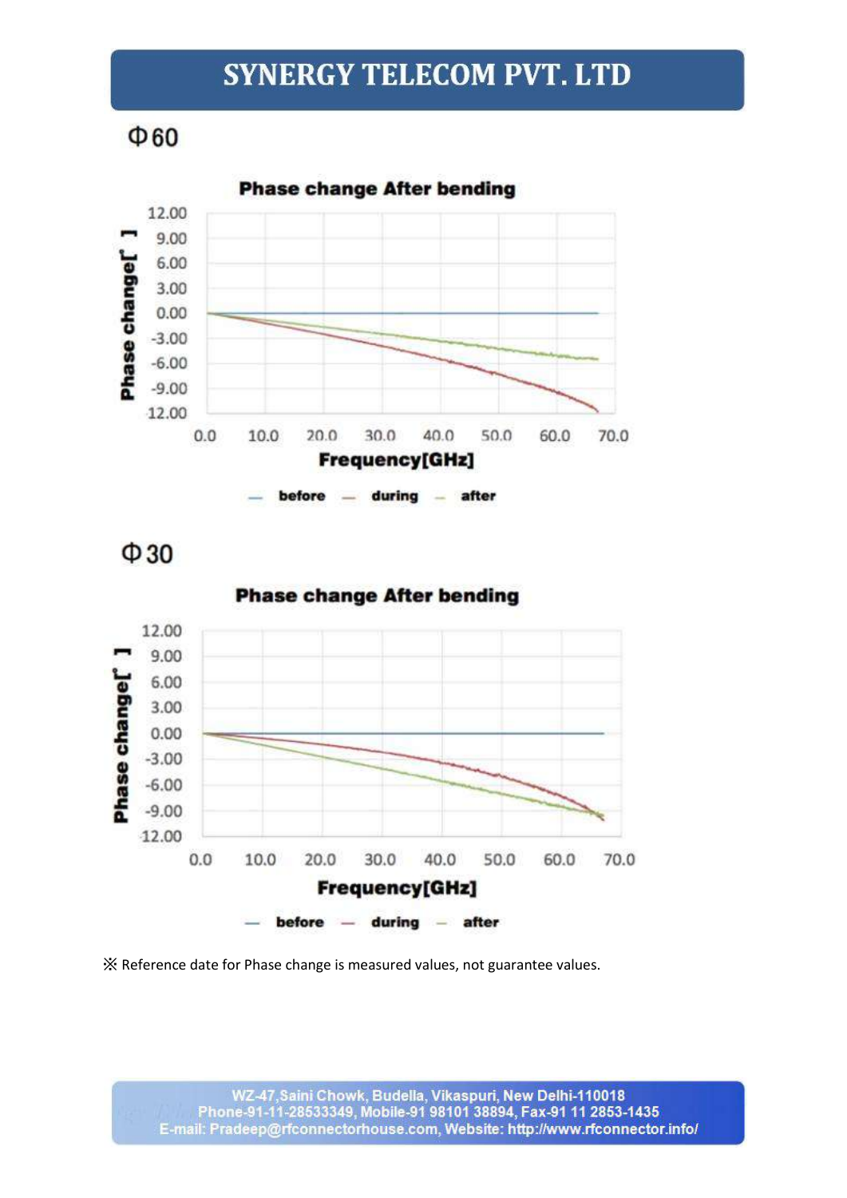## Φ60

**Phase change After bending**

Phase change[° ]

12.00
9.00
6.00
3.00
0.00
-3.00
-6.00
-9.00
-12.00

0.0 10.0 20.0 30.0 40.0 50.0 60.0 70.0

**Frequency[GHz]**

— before — during — after

## Φ30

**Phase change After bending**

Phase change[° ]

12.00
9.00
6.00
3.00
0.00
-3.00
-6.00
-9.00
-12.00

0.0 10.0 20.0 30.0 40.0 50.0 60.0 70.0

**Frequency[GHz]**

— before — during — after

※ Reference date for Phase change is measured values, not guarantee values.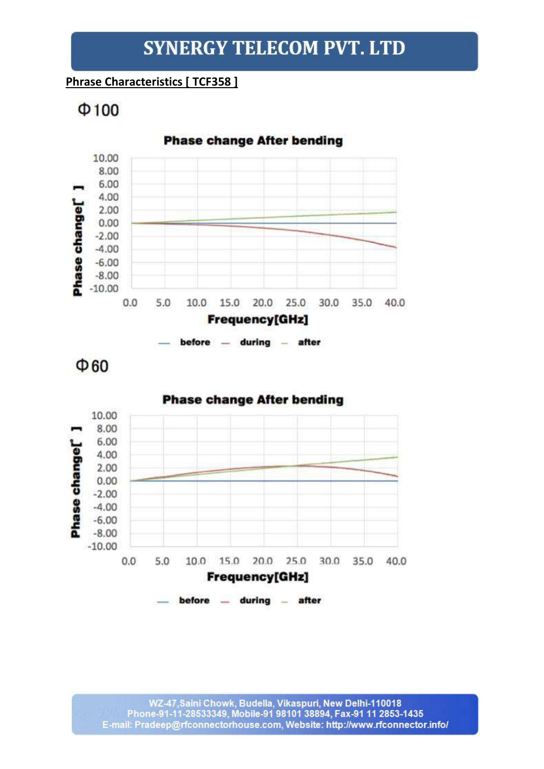**Phrase Characteristics [ TCF358 ]**

Φ100

Phase change After bending

Phase change[° ]

10.00
8.00
6.00
4.00
2.00
0.00
-2.00
-4.00
-6.00
-8.00
-10.00

0.0 5.0 10.0 15.0 20.0 25.0 30.0 35.0 40.0

Frequency[GHz]

before during after

Φ60

Phase change After bending

Phase change[° ]

10.00
8.00
6.00
4.00
2.00
0.00
-2.00
-4.00
-6.00
-8.00
-10.00

0.0 5.0 10.0 15.0 20.0 25.0 30.0 35.0 40.0

Frequency[GHz]

before during after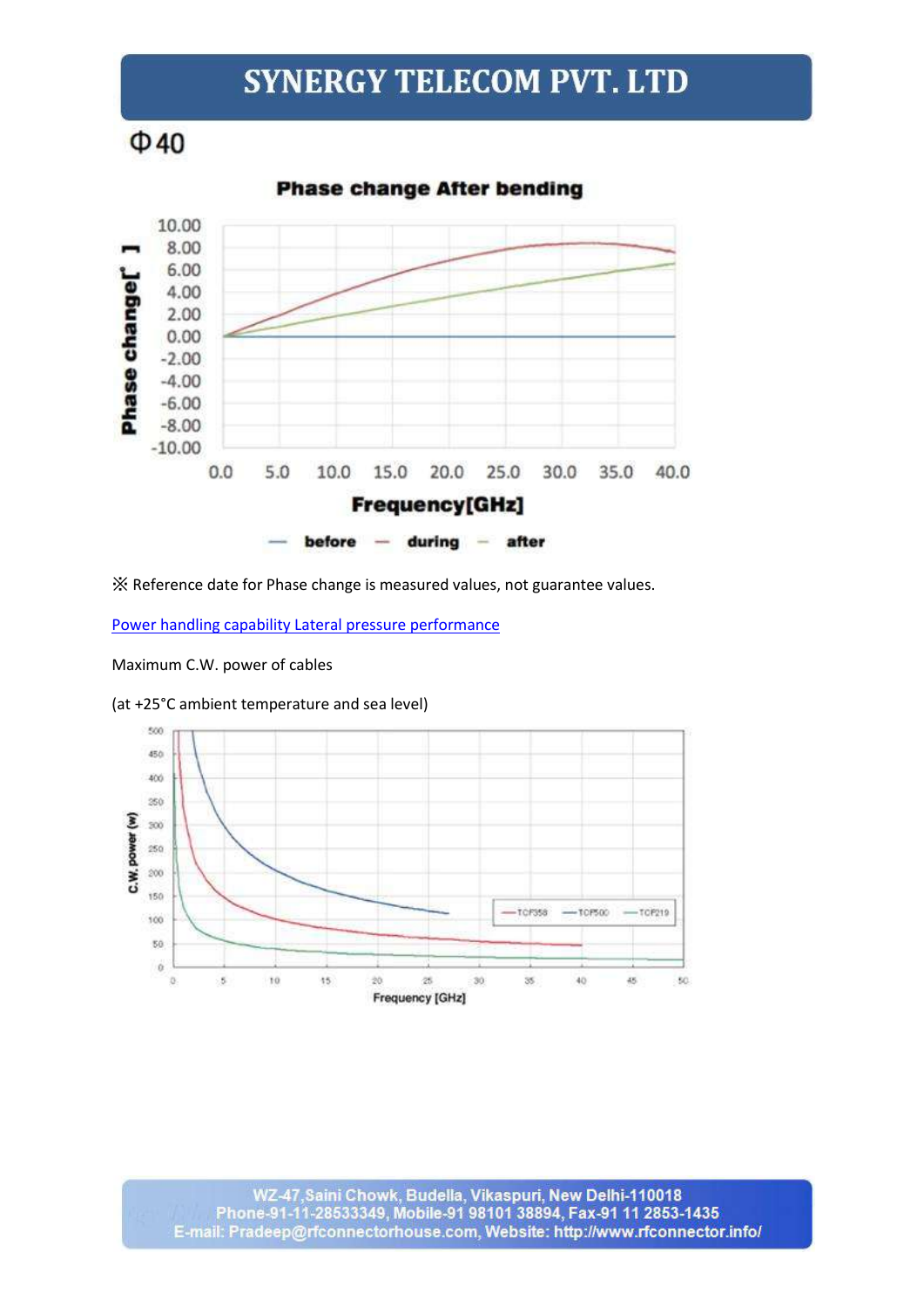Φ40

※ Reference date for Phase change is measured values, not guarantee values.

Power handling capability Lateral pressure performance

Maximum C.W. power of cables

(at +25°C ambient temperature and sea level)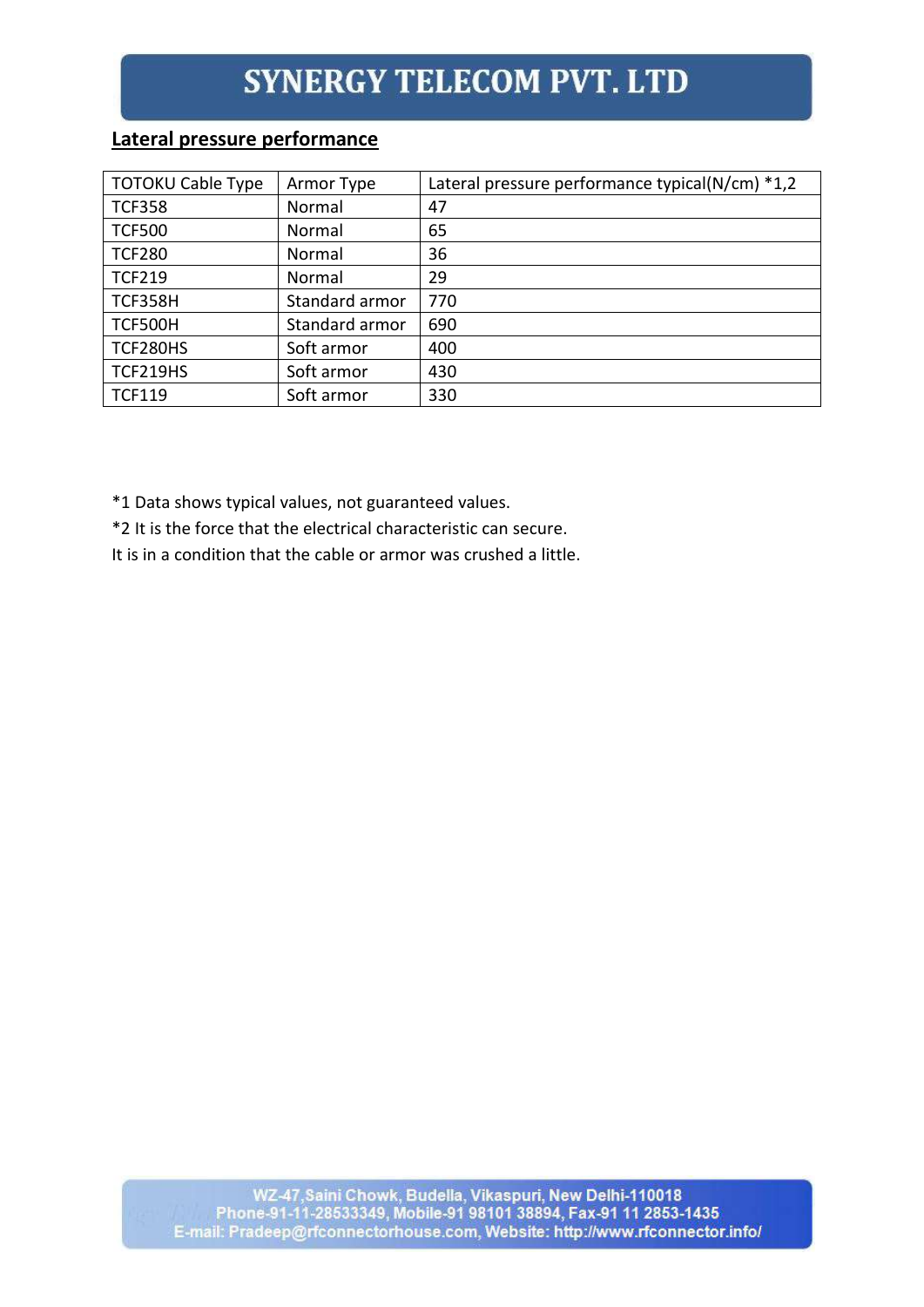## Lateral pressure performance

| TOTOKU Cable Type | Armor Type | Lateral pressure performance typical(N/cm) *1,2 |
|---|---|---|
| TCF358 | Normal | 47 |
| TCF500 | Normal | 65 |
| TCF280 | Normal | 36 |
| TCF219 | Normal | 29 |
| TCF358H | Standard armor | 770 |
| TCF500H | Standard armor | 690 |
| TCF280HS | Soft armor | 400 |
| TCF219HS | Soft armor | 430 |
| TCF119 | Soft armor | 330 |

*1 Data shows typical values, not guaranteed values.

*2 It is the force that the electrical characteristic can secure.

It is in a condition that the cable or armor was crushed a little.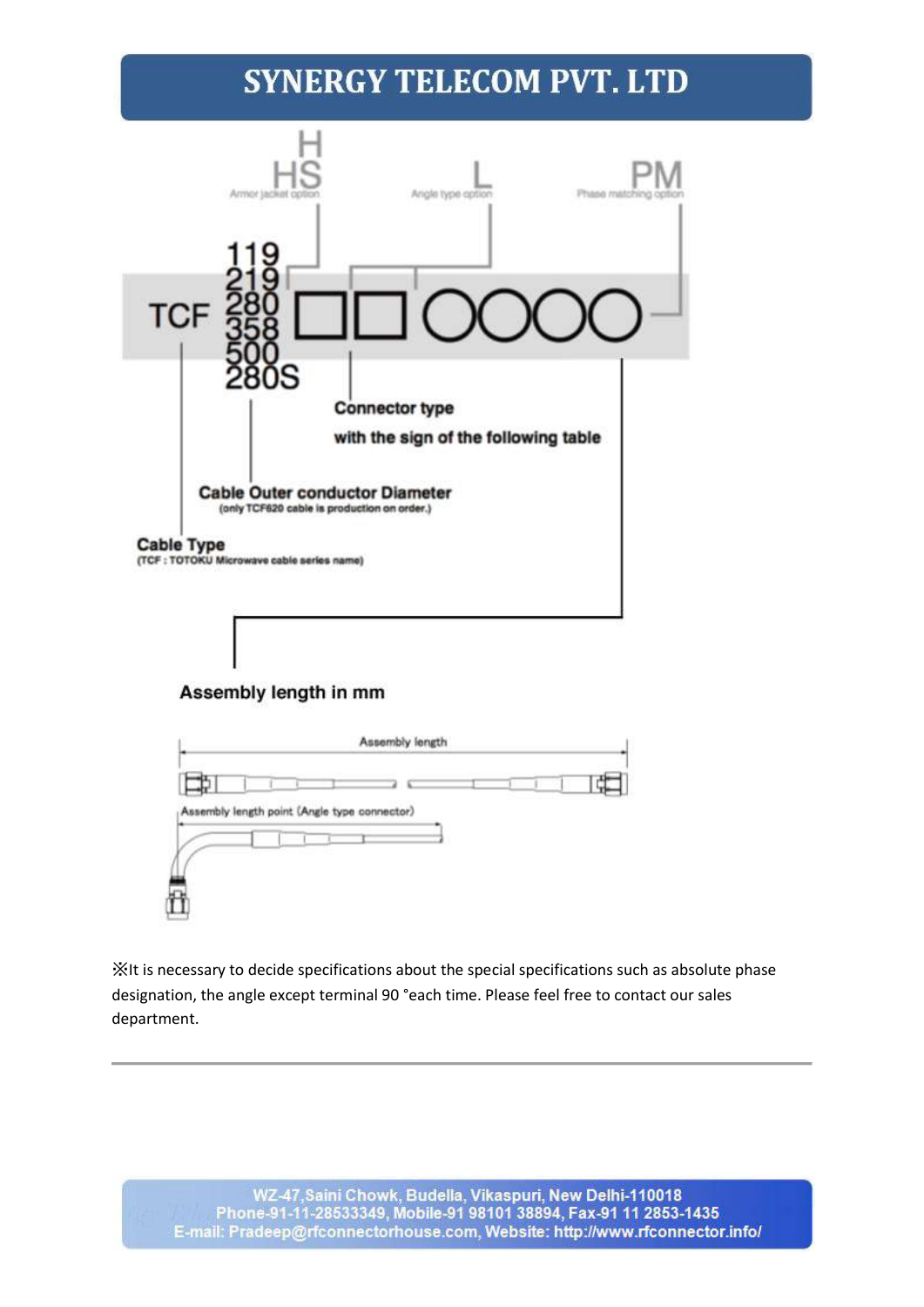H
HS
Armor jacket option

L
Angle type option

PM
Phase matching option

TCF 119 / 219 / 280 / 358 / 500 / 280S □□○○○○ –

Connector type
with the sign of the following table

Cable Outer conductor Diameter
(only TCF620 cable is production on order.)

Cable Type
(TCF : TOTOKU Microwave cable series name)

Assembly length in mm

Assembly length

Assembly length point (Angle type connector)

※It is necessary to decide specifications about the special specifications such as absolute phase designation, the angle except terminal 90 °each time. Please feel free to contact our sales department.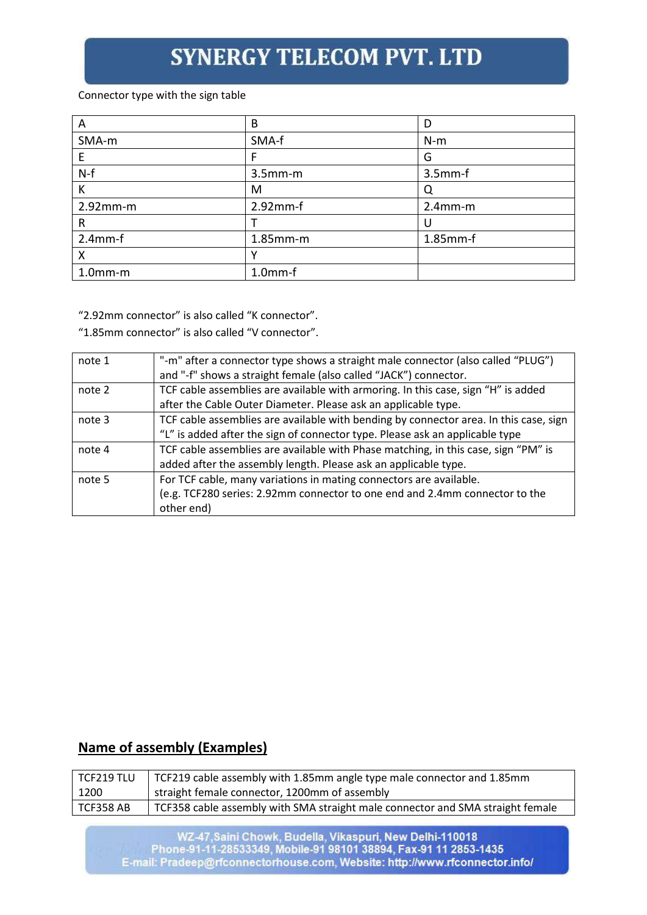Connector type with the sign table

| A | B | D |
|---|---|---|
| SMA-m | SMA-f | N-m |
| E | F | G |
| N-f | 3.5mm-m | 3.5mm-f |
| K | M | Q |
| 2.92mm-m | 2.92mm-f | 2.4mm-m |
| R | T | U |
| 2.4mm-f | 1.85mm-m | 1.85mm-f |
| X | Y | |
| 1.0mm-m | 1.0mm-f | |

"2.92mm connector" is also called "K connector".

"1.85mm connector" is also called "V connector".

| note 1 | "-m" after a connector type shows a straight male connector (also called "PLUG") and "-f" shows a straight female (also called "JACK") connector. |
|---|---|
| note 2 | TCF cable assemblies are available with armoring. In this case, sign "H" is added after the Cable Outer Diameter. Please ask an applicable type. |
| note 3 | TCF cable assemblies are available with bending by connector area. In this case, sign "L" is added after the sign of connector type. Please ask an applicable type |
| note 4 | TCF cable assemblies are available with Phase matching, in this case, sign "PM" is added after the assembly length. Please ask an applicable type. |
| note 5 | For TCF cable, many variations in mating connectors are available.<br>(e.g. TCF280 series: 2.92mm connector to one end and 2.4mm connector to the other end) |

## Name of assembly (Examples)

| TCF219 TLU 1200 | TCF219 cable assembly with 1.85mm angle type male connector and 1.85mm straight female connector, 1200mm of assembly |
|---|---|
| TCF358 AB | TCF358 cable assembly with SMA straight male connector and SMA straight female |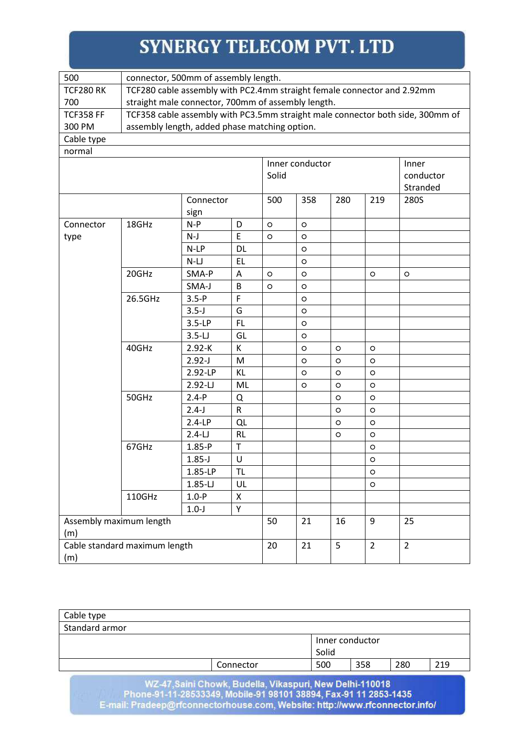| | |
|---|---|
| 500 | connector, 500mm of assembly length. |
| TCF280 RK 700 | TCF280 cable assembly with PC2.4mm straight female connector and 2.92mm straight male connector, 700mm of assembly length. |
| TCF358 FF 300 PM | TCF358 cable assembly with PC3.5mm straight male connector both side, 300mm of assembly length, added phase matching option. |

| Cable type | | | | | | | | |
|---|---|---|---|---|---|---|---|---|
| normal | | | | | | | | |
| | | | | Inner conductor Solid | | | | Inner conductor Stranded |
| | | Connector sign | | 500 | 358 | 280 | 219 | 280S |
| Connector type | 18GHz | N-P | D | o | o | | | |
| | | N-J | E | o | o | | | |
| | | N-LP | DL | | o | | | |
| | | N-LJ | EL | | o | | | |
| | 20GHz | SMA-P | A | o | o | | o | o |
| | | SMA-J | B | o | o | | | |
| | 26.5GHz | 3.5-P | F | | o | | | |
| | | 3.5-J | G | | o | | | |
| | | 3.5-LP | FL | | o | | | |
| | | 3.5-LJ | GL | | o | | | |
| | 40GHz | 2.92-K | K | | o | o | o | |
| | | 2.92-J | M | | o | o | o | |
| | | 2.92-LP | KL | | o | o | o | |
| | | 2.92-LJ | ML | | o | o | o | |
| | 50GHz | 2.4-P | Q | | | o | o | |
| | | 2.4-J | R | | | o | o | |
| | | 2.4-LP | QL | | | o | o | |
| | | 2.4-LJ | RL | | | o | o | |
| | 67GHz | 1.85-P | T | | | | o | |
| | | 1.85-J | U | | | | o | |
| | | 1.85-LP | TL | | | | o | |
| | | 1.85-LJ | UL | | | | o | |
| | 110GHz | 1.0-P | X | | | | | |
| | | 1.0-J | Y | | | | | |
| Assembly maximum length (m) | | | | 50 | 21 | 16 | 9 | 25 |
| Cable standard maximum length (m) | | | | 20 | 21 | 5 | 2 | 2 |

| Cable type | | | | | |
|---|---|---|---|---|---|
| Standard armor | | | | | |
| | | Inner conductor Solid | | | |
| | Connector | 500 | 358 | 280 | 219 |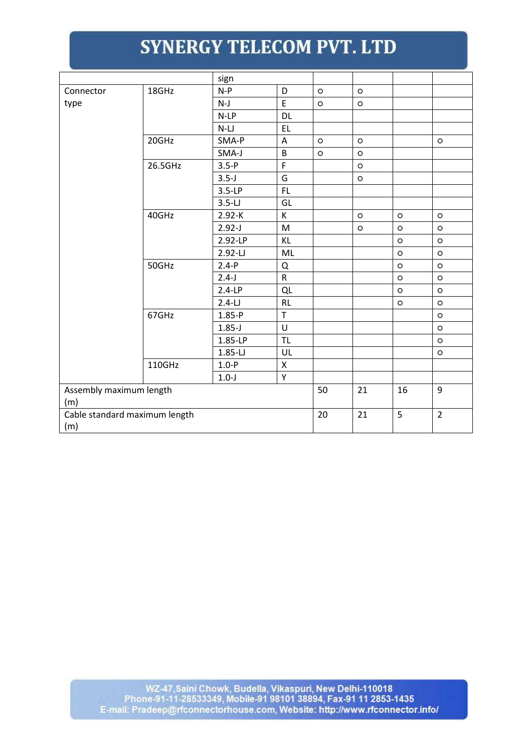| | | sign | | | | | |
|---|---|---|---|---|---|---|---|
| Connector type | 18GHz | N-P | D | o | o | | |
| | | N-J | E | o | o | | |
| | | N-LP | DL | | | | |
| | | N-LJ | EL | | | | |
| | 20GHz | SMA-P | A | o | o | | o |
| | | SMA-J | B | o | o | | |
| | 26.5GHz | 3.5-P | F | | o | | |
| | | 3.5-J | G | | o | | |
| | | 3.5-LP | FL | | | | |
| | | 3.5-LJ | GL | | | | |
| | 40GHz | 2.92-K | K | | o | o | o |
| | | 2.92-J | M | | o | o | o |
| | | 2.92-LP | KL | | | o | o |
| | | 2.92-LJ | ML | | | o | o |
| | 50GHz | 2.4-P | Q | | | o | o |
| | | 2.4-J | R | | | o | o |
| | | 2.4-LP | QL | | | o | o |
| | | 2.4-LJ | RL | | | o | o |
| | 67GHz | 1.85-P | T | | | | o |
| | | 1.85-J | U | | | | o |
| | | 1.85-LP | TL | | | | o |
| | | 1.85-LJ | UL | | | | o |
| | 110GHz | 1.0-P | X | | | | |
| | | 1.0-J | Y | | | | |
| Assembly maximum length (m) | | | | 50 | 21 | 16 | 9 |
| Cable standard maximum length (m) | | | | 20 | 21 | 5 | 2 |